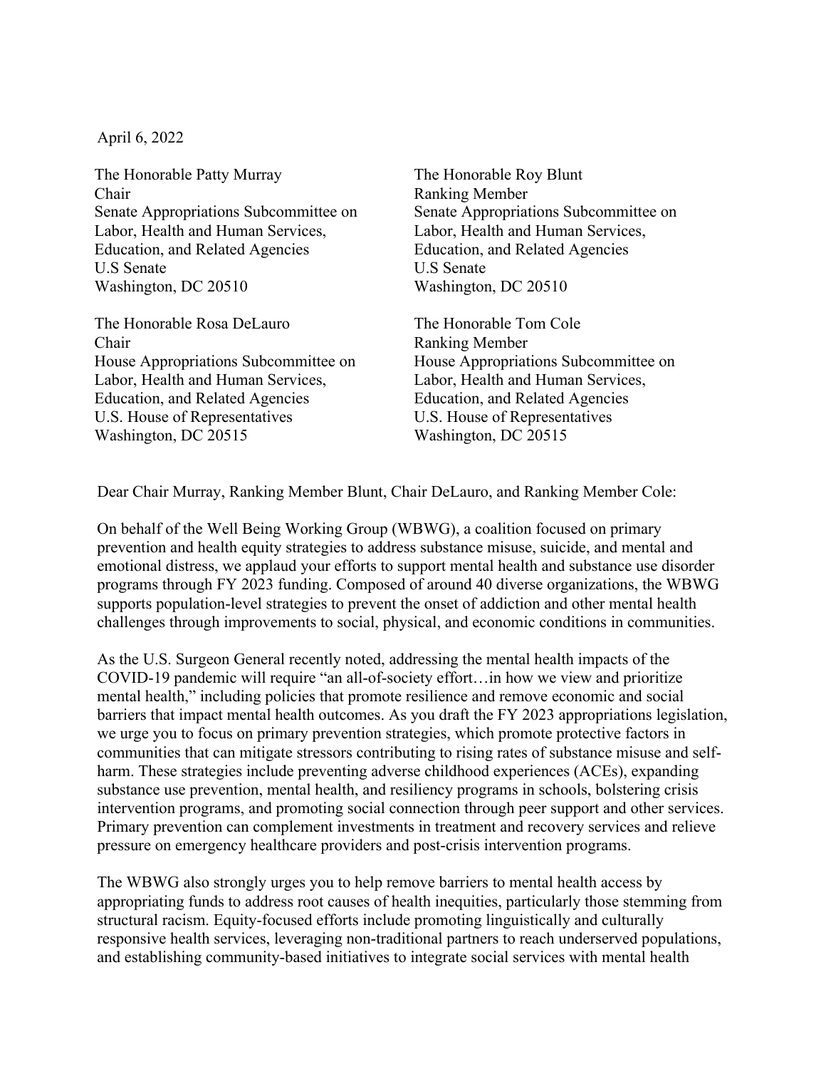April 6, 2022

The Honorable Patty Murray
Chair
Senate Appropriations Subcommittee on Labor, Health and Human Services, Education, and Related Agencies
U.S Senate
Washington, DC 20510

The Honorable Roy Blunt
Ranking Member
Senate Appropriations Subcommittee on Labor, Health and Human Services, Education, and Related Agencies
U.S Senate
Washington, DC 20510

The Honorable Rosa DeLauro
Chair
House Appropriations Subcommittee on Labor, Health and Human Services, Education, and Related Agencies
U.S. House of Representatives
Washington, DC 20515

The Honorable Tom Cole
Ranking Member
House Appropriations Subcommittee on Labor, Health and Human Services, Education, and Related Agencies
U.S. House of Representatives
Washington, DC 20515

Dear Chair Murray, Ranking Member Blunt, Chair DeLauro, and Ranking Member Cole:

On behalf of the Well Being Working Group (WBWG), a coalition focused on primary prevention and health equity strategies to address substance misuse, suicide, and mental and emotional distress, we applaud your efforts to support mental health and substance use disorder programs through FY 2023 funding. Composed of around 40 diverse organizations, the WBWG supports population-level strategies to prevent the onset of addiction and other mental health challenges through improvements to social, physical, and economic conditions in communities.

As the U.S. Surgeon General recently noted, addressing the mental health impacts of the COVID-19 pandemic will require "an all-of-society effort…in how we view and prioritize mental health," including policies that promote resilience and remove economic and social barriers that impact mental health outcomes. As you draft the FY 2023 appropriations legislation, we urge you to focus on primary prevention strategies, which promote protective factors in communities that can mitigate stressors contributing to rising rates of substance misuse and self-harm. These strategies include preventing adverse childhood experiences (ACEs), expanding substance use prevention, mental health, and resiliency programs in schools, bolstering crisis intervention programs, and promoting social connection through peer support and other services. Primary prevention can complement investments in treatment and recovery services and relieve pressure on emergency healthcare providers and post-crisis intervention programs.

The WBWG also strongly urges you to help remove barriers to mental health access by appropriating funds to address root causes of health inequities, particularly those stemming from structural racism. Equity-focused efforts include promoting linguistically and culturally responsive health services, leveraging non-traditional partners to reach underserved populations, and establishing community-based initiatives to integrate social services with mental health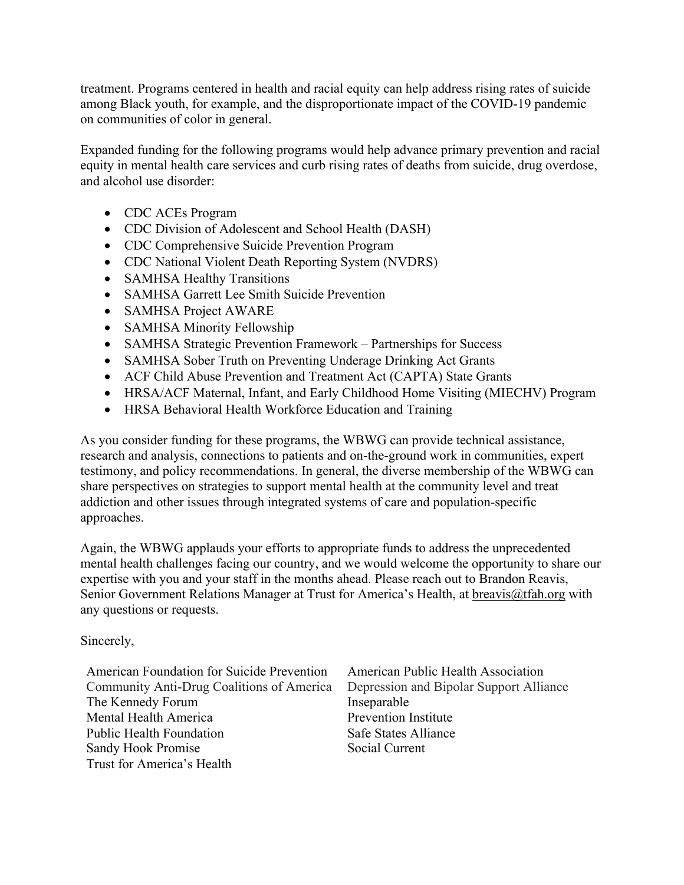treatment. Programs centered in health and racial equity can help address rising rates of suicide among Black youth, for example, and the disproportionate impact of the COVID-19 pandemic on communities of color in general.

Expanded funding for the following programs would help advance primary prevention and racial equity in mental health care services and curb rising rates of deaths from suicide, drug overdose, and alcohol use disorder:

- CDC ACEs Program
- CDC Division of Adolescent and School Health (DASH)
- CDC Comprehensive Suicide Prevention Program
- CDC National Violent Death Reporting System (NVDRS)
- SAMHSA Healthy Transitions
- SAMHSA Garrett Lee Smith Suicide Prevention
- SAMHSA Project AWARE
- SAMHSA Minority Fellowship
- SAMHSA Strategic Prevention Framework – Partnerships for Success
- SAMHSA Sober Truth on Preventing Underage Drinking Act Grants
- ACF Child Abuse Prevention and Treatment Act (CAPTA) State Grants
- HRSA/ACF Maternal, Infant, and Early Childhood Home Visiting (MIECHV) Program
- HRSA Behavioral Health Workforce Education and Training

As you consider funding for these programs, the WBWG can provide technical assistance, research and analysis, connections to patients and on-the-ground work in communities, expert testimony, and policy recommendations. In general, the diverse membership of the WBWG can share perspectives on strategies to support mental health at the community level and treat addiction and other issues through integrated systems of care and population-specific approaches.

Again, the WBWG applauds your efforts to appropriate funds to address the unprecedented mental health challenges facing our country, and we would welcome the opportunity to share our expertise with you and your staff in the months ahead. Please reach out to Brandon Reavis, Senior Government Relations Manager at Trust for America's Health, at breavis@tfah.org with any questions or requests.

Sincerely,

American Foundation for Suicide Prevention
American Public Health Association
Community Anti-Drug Coalitions of America
Depression and Bipolar Support Alliance
The Kennedy Forum
Inseparable
Mental Health America
Prevention Institute
Public Health Foundation
Safe States Alliance
Sandy Hook Promise
Social Current
Trust for America's Health